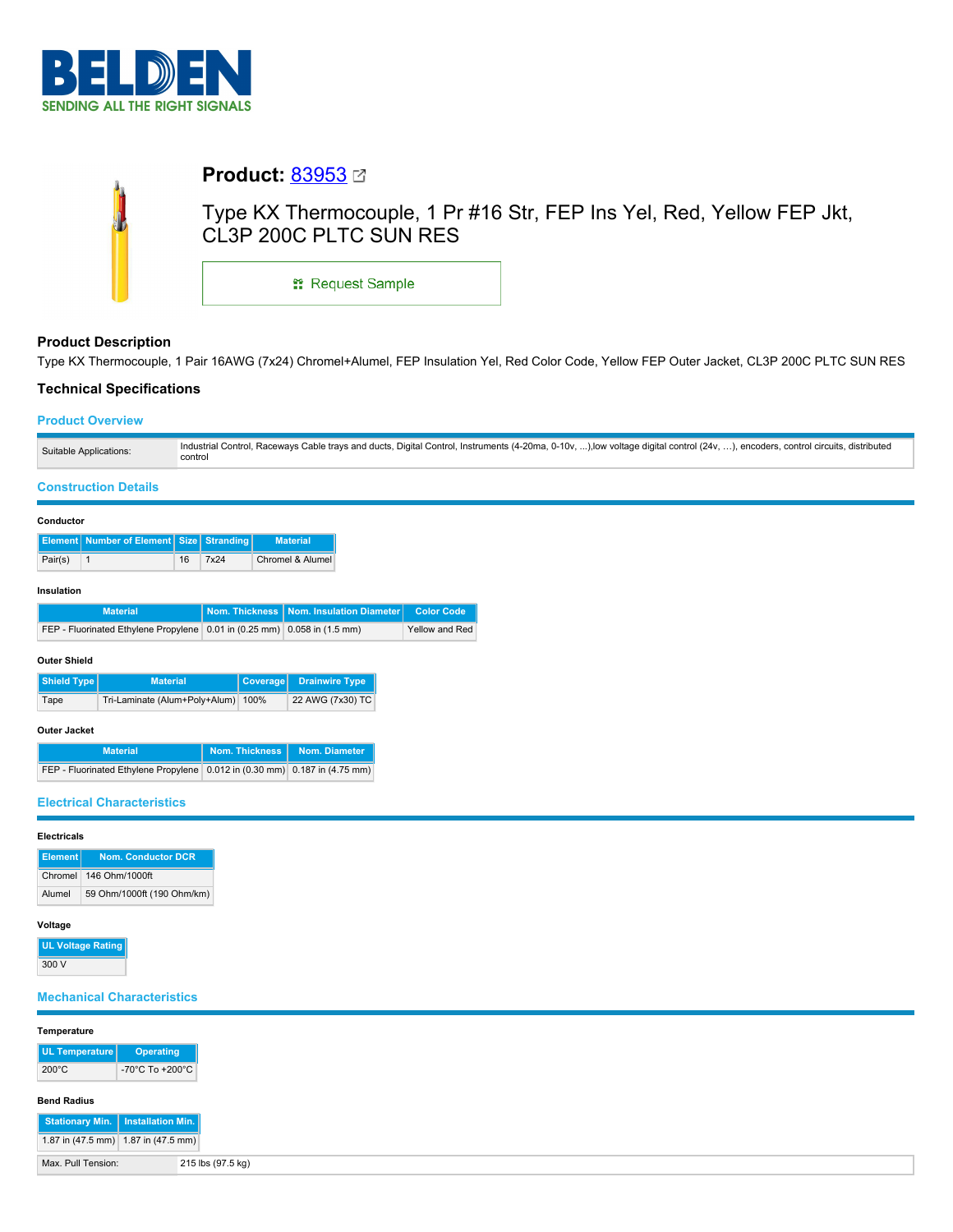BELDEN

SENDING ALL THE RIGHT SIGNALS

# Product: 83953

Type KX Thermocouple, 1 Pr #16 Str, FEP Ins Yel, Red, Yellow FEP Jkt, CL3P 200C PLTC SUN RES

Request Sample

## Product Description

Type KX Thermocouple, 1 Pair 16AWG (7x24) Chromel+Alumel, FEP Insulation Yel, Red Color Code, Yellow FEP Outer Jacket, CL3P 200C PLTC SUN RES

## Technical Specifications

### Product Overview

| | |
|---|---|
| Suitable Applications: | Industrial Control, Raceways Cable trays and ducts, Digital Control, Instruments (4-20ma, 0-10v, ...),low voltage digital control (24v, …), encoders, control circuits, distributed control |

### Construction Details

**Conductor**

| Element | Number of Element | Size | Stranding | Material |
|---|---|---|---|---|
| Pair(s) | 1 | 16 | 7x24 | Chromel & Alumel |

**Insulation**

| Material | Nom. Thickness | Nom. Insulation Diameter | Color Code |
|---|---|---|---|
| FEP - Fluorinated Ethylene Propylene | 0.01 in (0.25 mm) | 0.058 in (1.5 mm) | Yellow and Red |

**Outer Shield**

| Shield Type | Material | Coverage | Drainwire Type |
|---|---|---|---|
| Tape | Tri-Laminate (Alum+Poly+Alum) | 100% | 22 AWG (7x30) TC |

**Outer Jacket**

| Material | Nom. Thickness | Nom. Diameter |
|---|---|---|
| FEP - Fluorinated Ethylene Propylene | 0.012 in (0.30 mm) | 0.187 in (4.75 mm) |

### Electrical Characteristics

**Electricals**

| Element | Nom. Conductor DCR |
|---|---|
| Chromel | 146 Ohm/1000ft |
| Alumel | 59 Ohm/1000ft (190 Ohm/km) |

**Voltage**

| UL Voltage Rating |
|---|
| 300 V |

### Mechanical Characteristics

**Temperature**

| UL Temperature | Operating |
|---|---|
| 200°C | -70°C To +200°C |

**Bend Radius**

| Stationary Min. | Installation Min. |
|---|---|
| 1.87 in (47.5 mm) | 1.87 in (47.5 mm) |

| | |
|---|---|
| Max. Pull Tension: | 215 lbs (97.5 kg) |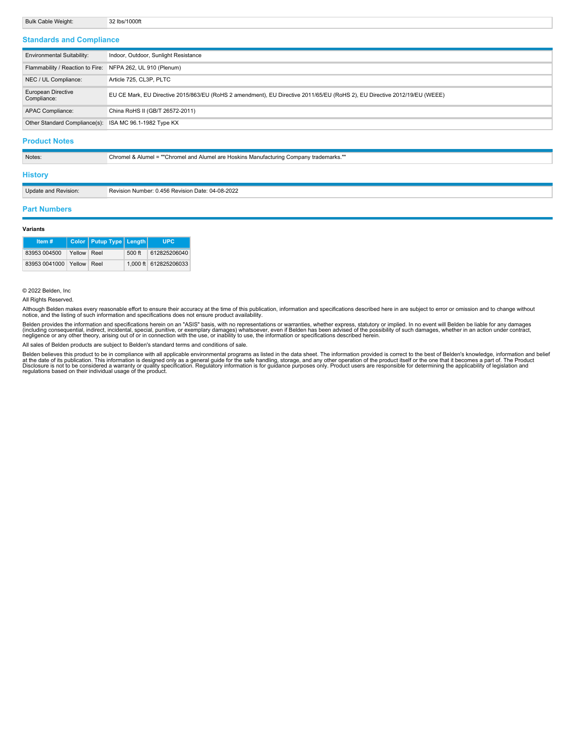| | |
|---|---|
| Bulk Cable Weight: | 32 lbs/1000ft |

## Standards and Compliance

| | |
|---|---|
| Environmental Suitability: | Indoor, Outdoor, Sunlight Resistance |
| Flammability / Reaction to Fire: | NFPA 262, UL 910 (Plenum) |
| NEC / UL Compliance: | Article 725, CL3P, PLTC |
| European Directive Compliance: | EU CE Mark, EU Directive 2015/863/EU (RoHS 2 amendment), EU Directive 2011/65/EU (RoHS 2), EU Directive 2012/19/EU (WEEE) |
| APAC Compliance: | China RoHS II (GB/T 26572-2011) |
| Other Standard Compliance(s): | ISA MC 96.1-1982 Type KX |

## Product Notes

| | |
|---|---|
| Notes: | Chromel & Alumel = ""Chromel and Alumel are Hoskins Manufacturing Company trademarks."" |

## History

| | |
|---|---|
| Update and Revision: | Revision Number: 0.456 Revision Date: 04-08-2022 |

## Part Numbers

**Variants**

| Item # | Color | Putup Type | Length | UPC |
|---|---|---|---|---|
| 83953 004500 | Yellow | Reel | 500 ft | 612825206040 |
| 83953 0041000 | Yellow | Reel | 1,000 ft | 612825206033 |

© 2022 Belden, Inc

All Rights Reserved.

Although Belden makes every reasonable effort to ensure their accuracy at the time of this publication, information and specifications described here in are subject to error or omission and to change without notice, and the listing of such information and specifications does not ensure product availability.

Belden provides the information and specifications herein on an "ASIS" basis, with no representations or warranties, whether express, statutory or implied. In no event will Belden be liable for any damages (including consequential, indirect, incidental, special, punitive, or exemplary damages) whatsoever, even if Belden has been advised of the possibility of such damages, whether in an action under contract, negligence or any other theory, arising out of or in connection with the use, or inability to use, the information or specifications described herein.

All sales of Belden products are subject to Belden's standard terms and conditions of sale.

Belden believes this product to be in compliance with all applicable environmental programs as listed in the data sheet. The information provided is correct to the best of Belden's knowledge, information and belief at the date of its publication. This information is designed only as a general guide for the safe handling, storage, and any other operation of the product itself or the one that it becomes a part of. The Product Disclosure is not to be considered a warranty or quality specification. Regulatory information is for guidance purposes only. Product users are responsible for determining the applicability of legislation and regulations based on their individual usage of the product.